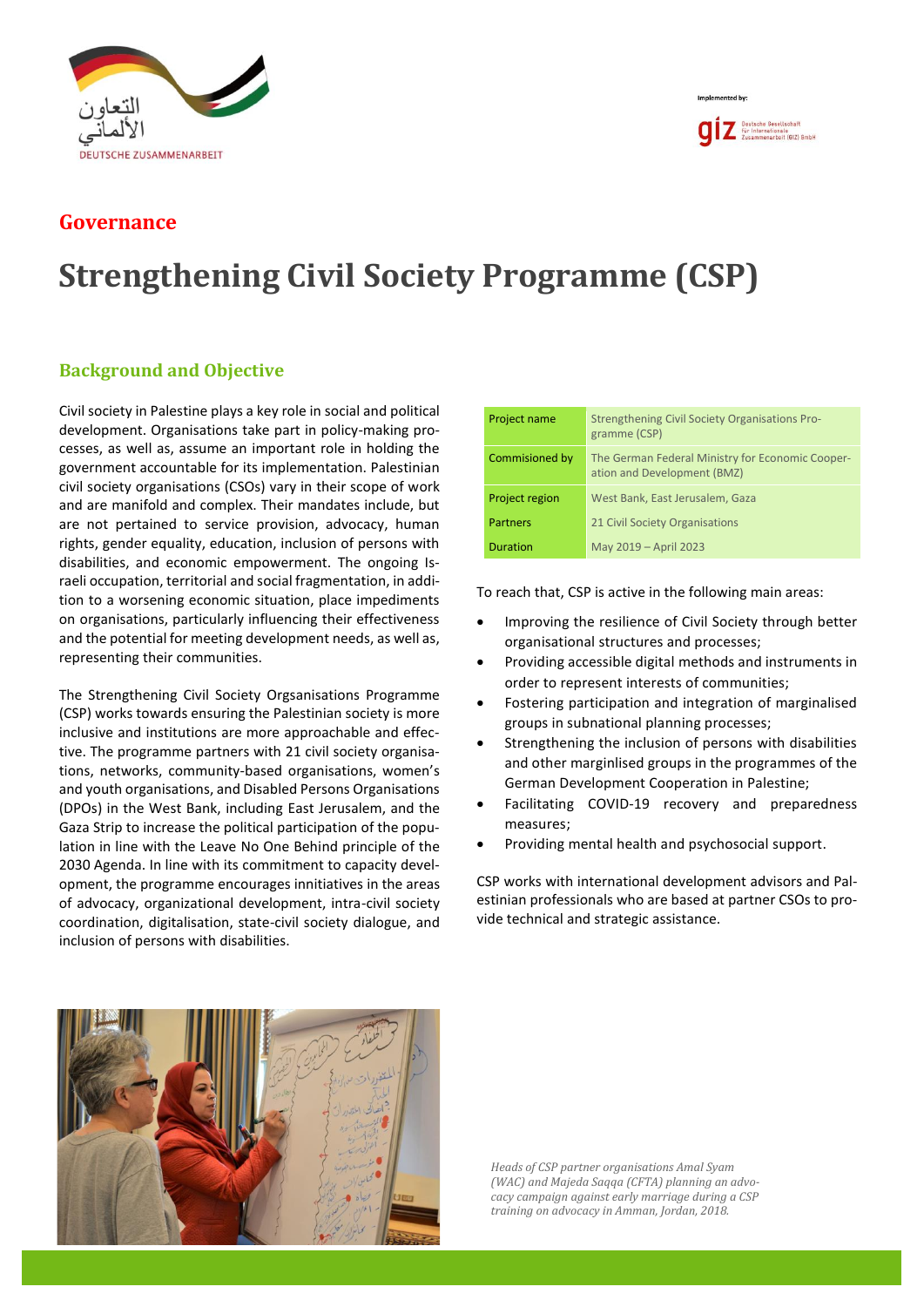## Governance

# Strengthening Civil Society Programme (CSP)

## Background and Objective

Civil society in Palestine plays a key role in social and political development. Organisations take part in policy-making processes, as well as, assume an important role in holding the government accountable for its implementation. Palestinian civil society organisations (CSOs) vary in their scope of work and are manifold and complex. Their mandates include, but are not pertained to service provision, advocacy, human rights, gender equality, education, inclusion of persons with disabilities, and economic empowerment. The ongoing Israeli occupation, territorial and social fragmentation, in addition to a worsening economic situation, place impediments on organisations, particularly influencing their effectiveness and the potential for meeting development needs, as well as, representing their communities.

The Strengthening Civil Society Orgsanisations Programme (CSP) works towards ensuring the Palestinian society is more inclusive and institutions are more approachable and effective. The programme partners with 21 civil society organisations, networks, community-based organisations, women's and youth organisations, and Disabled Persons Organisations (DPOs) in the West Bank, including East Jerusalem, and the Gaza Strip to increase the political participation of the population in line with the Leave No One Behind principle of the 2030 Agenda. In line with its commitment to capacity development, the programme encourages innitiatives in the areas of advocacy, organizational development, intra-civil society coordination, digitalisation, state-civil society dialogue, and inclusion of persons with disabilities.

| | |
|---|---|
| Project name | Strengthening Civil Society Organisations Programme (CSP) |
| Commisioned by | The German Federal Ministry for Economic Cooperation and Development (BMZ) |
| Project region | West Bank, East Jerusalem, Gaza |
| Partners | 21 Civil Society Organisations |
| Duration | May 2019 – April 2023 |

To reach that, CSP is active in the following main areas:

- Improving the resilience of Civil Society through better organisational structures and processes;
- Providing accessible digital methods and instruments in order to represent interests of communities;
- Fostering participation and integration of marginalised groups in subnational planning processes;
- Strengthening the inclusion of persons with disabilities and other marginlised groups in the programmes of the German Development Cooperation in Palestine;
- Facilitating COVID-19 recovery and preparedness measures;
- Providing mental health and psychosocial support.

CSP works with international development advisors and Palestinian professionals who are based at partner CSOs to provide technical and strategic assistance.

*Heads of CSP partner organisations Amal Syam (WAC) and Majeda Saqqa (CFTA) planning an advocacy campaign against early marriage during a CSP training on advocacy in Amman, Jordan, 2018.*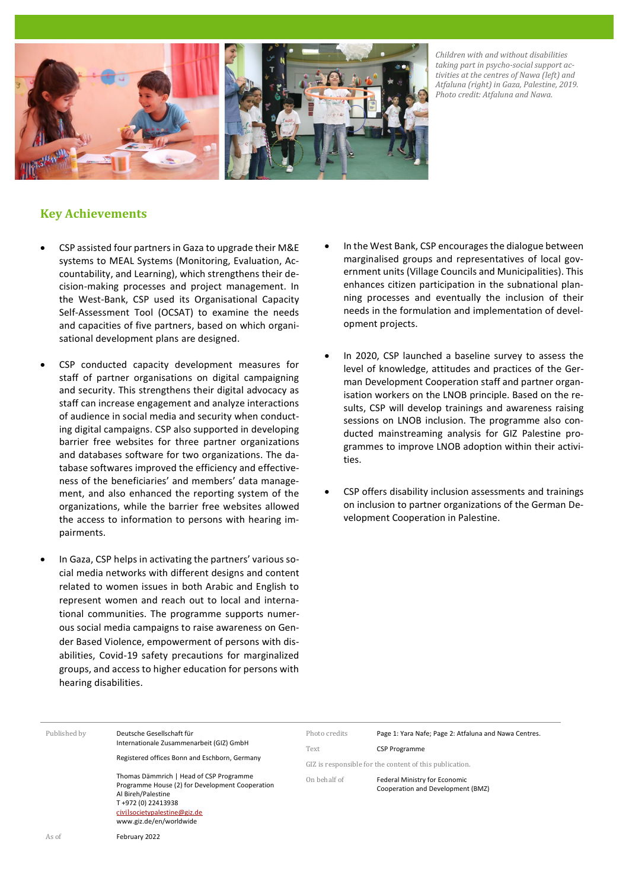*Children with and without disabilities taking part in psycho-social support activities at the centres of Nawa (left) and Atfaluna (right) in Gaza, Palestine, 2019. Photo credit: Atfaluna and Nawa.*

## Key Achievements

- CSP assisted four partners in Gaza to upgrade their M&E systems to MEAL Systems (Monitoring, Evaluation, Accountability, and Learning), which strengthens their decision-making processes and project management. In the West-Bank, CSP used its Organisational Capacity Self-Assessment Tool (OCSAT) to examine the needs and capacities of five partners, based on which organisational development plans are designed.

- CSP conducted capacity development measures for staff of partner organisations on digital campaigning and security. This strengthens their digital advocacy as staff can increase engagement and analyze interactions of audience in social media and security when conducting digital campaigns. CSP also supported in developing barrier free websites for three partner organizations and databases software for two organizations. The database softwares improved the efficiency and effectiveness of the beneficiaries' and members' data management, and also enhanced the reporting system of the organizations, while the barrier free websites allowed the access to information to persons with hearing impairments.

- In Gaza, CSP helps in activating the partners' various social media networks with different designs and content related to women issues in both Arabic and English to represent women and reach out to local and international communities. The programme supports numerous social media campaigns to raise awareness on Gender Based Violence, empowerment of persons with disabilities, Covid-19 safety precautions for marginalized groups, and access to higher education for persons with hearing disabilities.

- In the West Bank, CSP encourages the dialogue between marginalised groups and representatives of local government units (Village Councils and Municipalities). This enhances citizen participation in the subnational planning processes and eventually the inclusion of their needs in the formulation and implementation of development projects.

- In 2020, CSP launched a baseline survey to assess the level of knowledge, attitudes and practices of the German Development Cooperation staff and partner organisation workers on the LNOB principle. Based on the results, CSP will develop trainings and awareness raising sessions on LNOB inclusion. The programme also conducted mainstreaming analysis for GIZ Palestine programmes to improve LNOB adoption within their activities.

- CSP offers disability inclusion assessments and trainings on inclusion to partner organizations of the German Development Cooperation in Palestine.

| | |
|---|---|
| Published by | Deutsche Gesellschaft für Internationale Zusammenarbeit (GIZ) GmbH<br>Registered offices Bonn and Eschborn, Germany<br>Thomas Dämmrich \| Head of CSP Programme<br>Programme House (2) for Development Cooperation<br>Al Bireh/Palestine<br>T +972 (0) 22413938<br>civilsocietypalestine@giz.de<br>www.giz.de/en/worldwide |
| As of | February 2022 |
| Photo credits | Page 1: Yara Nafe; Page 2: Atfaluna and Nawa Centres. |
| Text | CSP Programme |
| | GIZ is responsible for the content of this publication. |
| On behalf of | Federal Ministry for Economic Cooperation and Development (BMZ) |